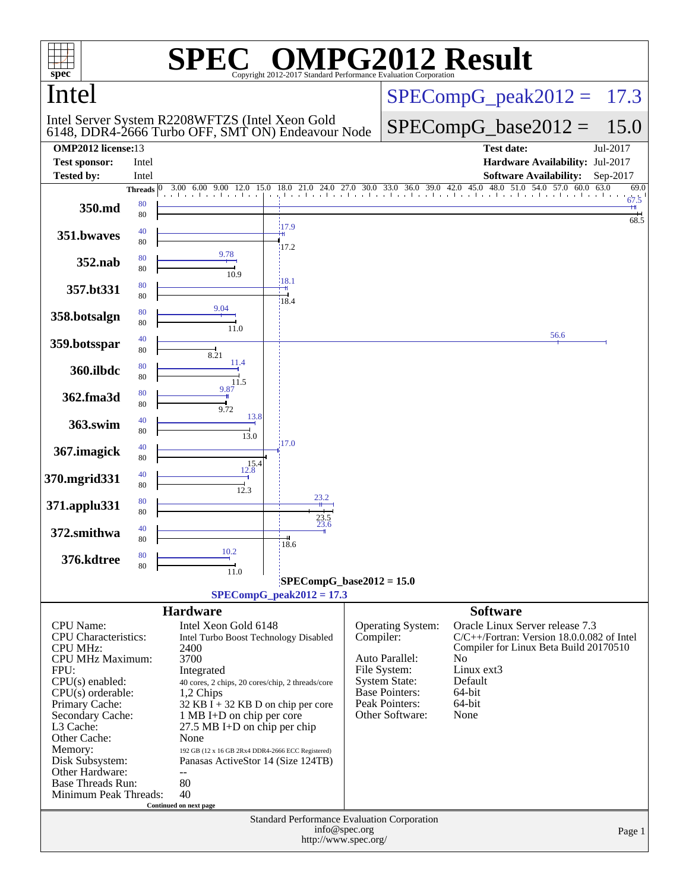# SPEC OMPG2012 Result

Copyright 2012-2017 Standard Performance Evaluation Corporation

## Intel

Intel Server System R2208WFTZS (Intel Xeon Gold 6148, DDR4-2666 Turbo OFF, SMT ON) Endeavour Node

SPECompG_peak2012 = 17.3

SPECompG_base2012 = 15.0

| | | | |
|---|---|---|---|
| **OMP2012 license:** | 13 | **Test date:** | Jul-2017 |
| **Test sponsor:** | Intel | **Hardware Availability:** | Jul-2017 |
| **Tested by:** | Intel | **Software Availability:** | Sep-2017 |

| Benchmark | Peak Threads | Base Threads | Peak | Base |
|---|---|---|---|---|
| 350.md | 80 | 80 | 67.5 | 68.5 |
| 351.bwaves | 40 | 80 | 17.9 | 17.2 |
| 352.nab | 80 | 80 | 9.78 | 10.9 |
| 357.bt331 | 80 | 80 | 18.1 | 18.4 |
| 358.botsalgn | 80 | 80 | 9.04 | 11.0 |
| 359.botsspar | 40 | 80 | 56.6 | 8.21 |
| 360.ilbdc | 80 | 80 | 11.4 | 11.5 |
| 362.fma3d | 80 | 80 | 9.87 | 9.72 |
| 363.swim | 40 | 80 | 13.8 | 13.0 |
| 367.imagick | 40 | 80 | 17.0 | 15.4 |
| 370.mgrid331 | 40 | 80 | 12.8 | 12.3 |
| 371.applu331 | 80 | 80 | 23.2 | 23.5 |
| 372.smithwa | 40 | 80 | 23.6 | 18.6 |
| 376.kdtree | 80 | 80 | 10.2 | 11.0 |

SPECompG_base2012 = 15.0

SPECompG_peak2012 = 17.3

### Hardware

| | |
|---|---|
| CPU Name: | Intel Xeon Gold 6148 |
| CPU Characteristics: | Intel Turbo Boost Technology Disabled |
| CPU MHz: | 2400 |
| CPU MHz Maximum: | 3700 |
| FPU: | Integrated |
| CPU(s) enabled: | 40 cores, 2 chips, 20 cores/chip, 2 threads/core |
| CPU(s) orderable: | 1,2 Chips |
| Primary Cache: | 32 KB I + 32 KB D on chip per core |
| Secondary Cache: | 1 MB I+D on chip per core |
| L3 Cache: | 27.5 MB I+D on chip per chip |
| Other Cache: | None |
| Memory: | 192 GB (12 x 16 GB 2Rx4 DDR4-2666 ECC Registered) |
| Disk Subsystem: | Panasas ActiveStor 14 (Size 124TB) |
| Other Hardware: | -- |
| Base Threads Run: | 80 |
| Minimum Peak Threads: | 40 |

Continued on next page

### Software

| | |
|---|---|
| Operating System: | Oracle Linux Server release 7.3 |
| Compiler: | C/C++/Fortran: Version 18.0.0.082 of Intel Compiler for Linux Beta Build 20170510 |
| Auto Parallel: | No |
| File System: | Linux ext3 |
| System State: | Default |
| Base Pointers: | 64-bit |
| Peak Pointers: | 64-bit |
| Other Software: | None |

Standard Performance Evaluation Corporation
info@spec.org
http://www.spec.org/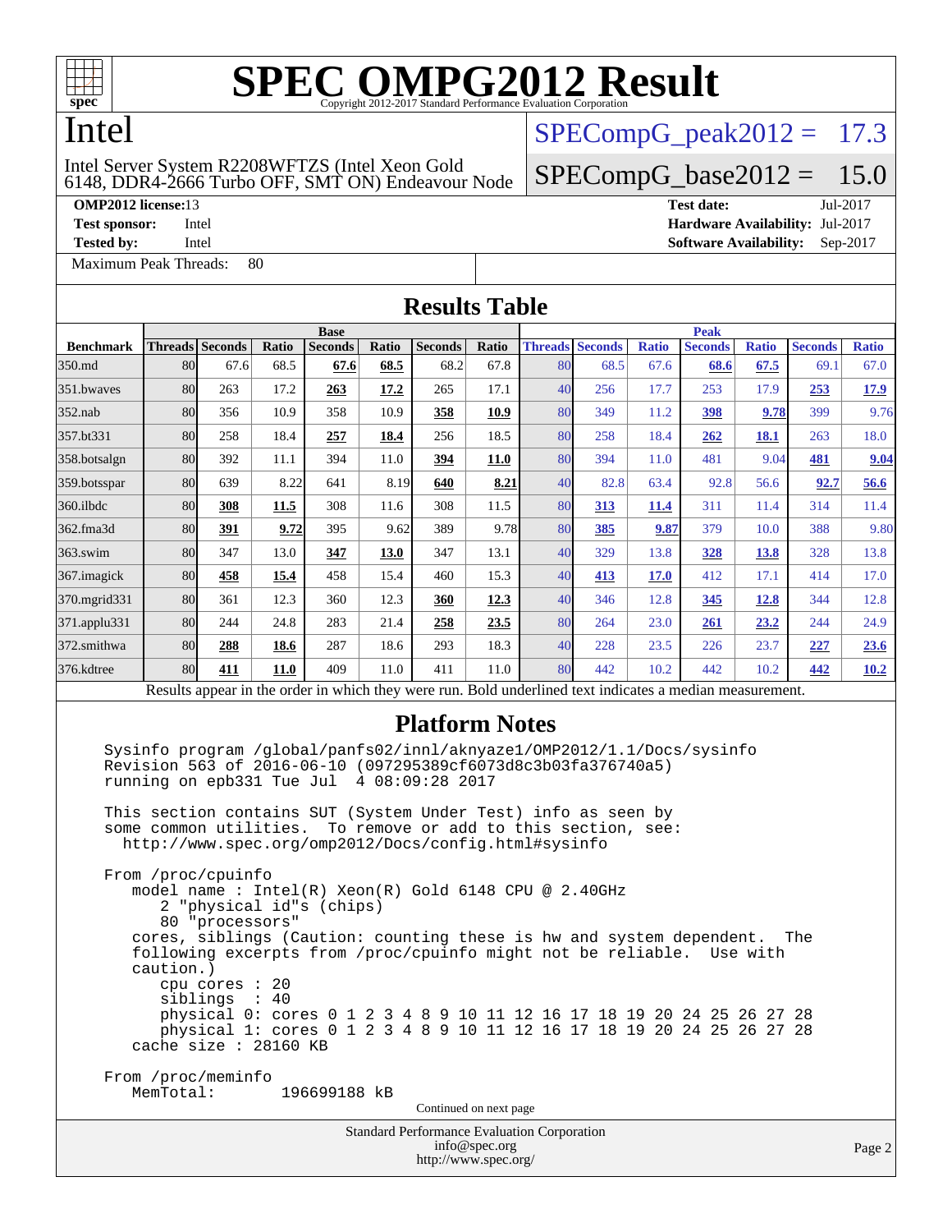# SPEC OMPG2012 Result

Copyright 2012-2017 Standard Performance Evaluation Corporation

# Intel

Intel Server System R2208WFTZS (Intel Xeon Gold 6148, DDR4-2666 Turbo OFF, SMT ON) Endeavour Node

SPECompG_peak2012 = 17.3

SPECompG_base2012 = 15.0

**OMP2012 license:** 13
**Test sponsor:** Intel
**Tested by:** Intel

**Test date:** Jul-2017
**Hardware Availability:** Jul-2017
**Software Availability:** Sep-2017

Maximum Peak Threads: 80

## Results Table

| Benchmark | Base | | | | | | | Peak | | | | | | |
|---|---|---|---|---|---|---|---|---|---|---|---|---|---|---|
| | Threads | Seconds | Ratio | Seconds | Ratio | Seconds | Ratio | Threads | Seconds | Ratio | Seconds | Ratio | Seconds | Ratio |
| 350.md | 80 | 67.6 | 68.5 | **67.6** | **68.5** | 68.2 | 67.8 | 80 | 68.5 | 67.6 | **68.6** | **67.5** | 69.1 | 67.0 |
| 351.bwaves | 80 | 263 | 17.2 | **263** | **17.2** | 265 | 17.1 | 40 | 256 | 17.7 | 253 | 17.9 | **253** | **17.9** |
| 352.nab | 80 | 356 | 10.9 | 358 | 10.9 | **358** | **10.9** | 80 | 349 | 11.2 | **398** | **9.78** | 399 | 9.76 |
| 357.bt331 | 80 | 258 | 18.4 | **257** | **18.4** | 256 | 18.5 | 80 | 258 | 18.4 | **262** | **18.1** | 263 | 18.0 |
| 358.botsalgn | 80 | 392 | 11.1 | 394 | 11.0 | **394** | **11.0** | 80 | 394 | 11.0 | 481 | 9.04 | **481** | **9.04** |
| 359.botsspar | 80 | 639 | 8.22 | 641 | 8.19 | **640** | **8.21** | 40 | 82.8 | 63.4 | 92.8 | 56.6 | **92.7** | **56.6** |
| 360.ilbdc | 80 | **308** | **11.5** | 308 | 11.6 | 308 | 11.5 | 80 | **313** | **11.4** | 311 | 11.4 | 314 | 11.4 |
| 362.fma3d | 80 | **391** | **9.72** | 395 | 9.62 | 389 | 9.78 | 80 | **385** | **9.87** | 379 | 10.0 | 388 | 9.80 |
| 363.swim | 80 | 347 | 13.0 | **347** | **13.0** | 347 | 13.1 | 40 | 329 | 13.8 | **328** | **13.8** | 328 | 13.8 |
| 367.imagick | 80 | **458** | **15.4** | 458 | 15.4 | 460 | 15.3 | 40 | **413** | **17.0** | 412 | 17.1 | 414 | 17.0 |
| 370.mgrid331 | 80 | 361 | 12.3 | 360 | 12.3 | **360** | **12.3** | 40 | 346 | 12.8 | **345** | **12.8** | 344 | 12.8 |
| 371.applu331 | 80 | 244 | 24.8 | 283 | 21.4 | **258** | **23.5** | 80 | 264 | 23.0 | **261** | **23.2** | 244 | 24.9 |
| 372.smithwa | 80 | **288** | **18.6** | 287 | 18.6 | 293 | 18.3 | 40 | 228 | 23.5 | 226 | 23.7 | **227** | **23.6** |
| 376.kdtree | 80 | **411** | **11.0** | 409 | 11.0 | 411 | 11.0 | 80 | 442 | 10.2 | 442 | 10.2 | **442** | **10.2** |

Results appear in the order in which they were run. Bold underlined text indicates a median measurement.

## Platform Notes

```
Sysinfo program /global/panfs02/innl/aknyaze1/OMP2012/1.1/Docs/sysinfo
Revision 563 of 2016-06-10 (097295389cf6073d8c3b03fa376740a5)
running on epb331 Tue Jul  4 08:09:28 2017

This section contains SUT (System Under Test) info as seen by
some common utilities.  To remove or add to this section, see:
  http://www.spec.org/omp2012/Docs/config.html#sysinfo

From /proc/cpuinfo
   model name : Intel(R) Xeon(R) Gold 6148 CPU @ 2.40GHz
      2 "physical id"s (chips)
      80 "processors"
   cores, siblings (Caution: counting these is hw and system dependent.  The
   following excerpts from /proc/cpuinfo might not be reliable.  Use with
   caution.)
      cpu cores : 20
      siblings  : 40
      physical 0: cores 0 1 2 3 4 8 9 10 11 12 16 17 18 19 20 24 25 26 27 28
      physical 1: cores 0 1 2 3 4 8 9 10 11 12 16 17 18 19 20 24 25 26 27 28
   cache size : 28160 KB

From /proc/meminfo
   MemTotal:       196699188 kB
```

Continued on next page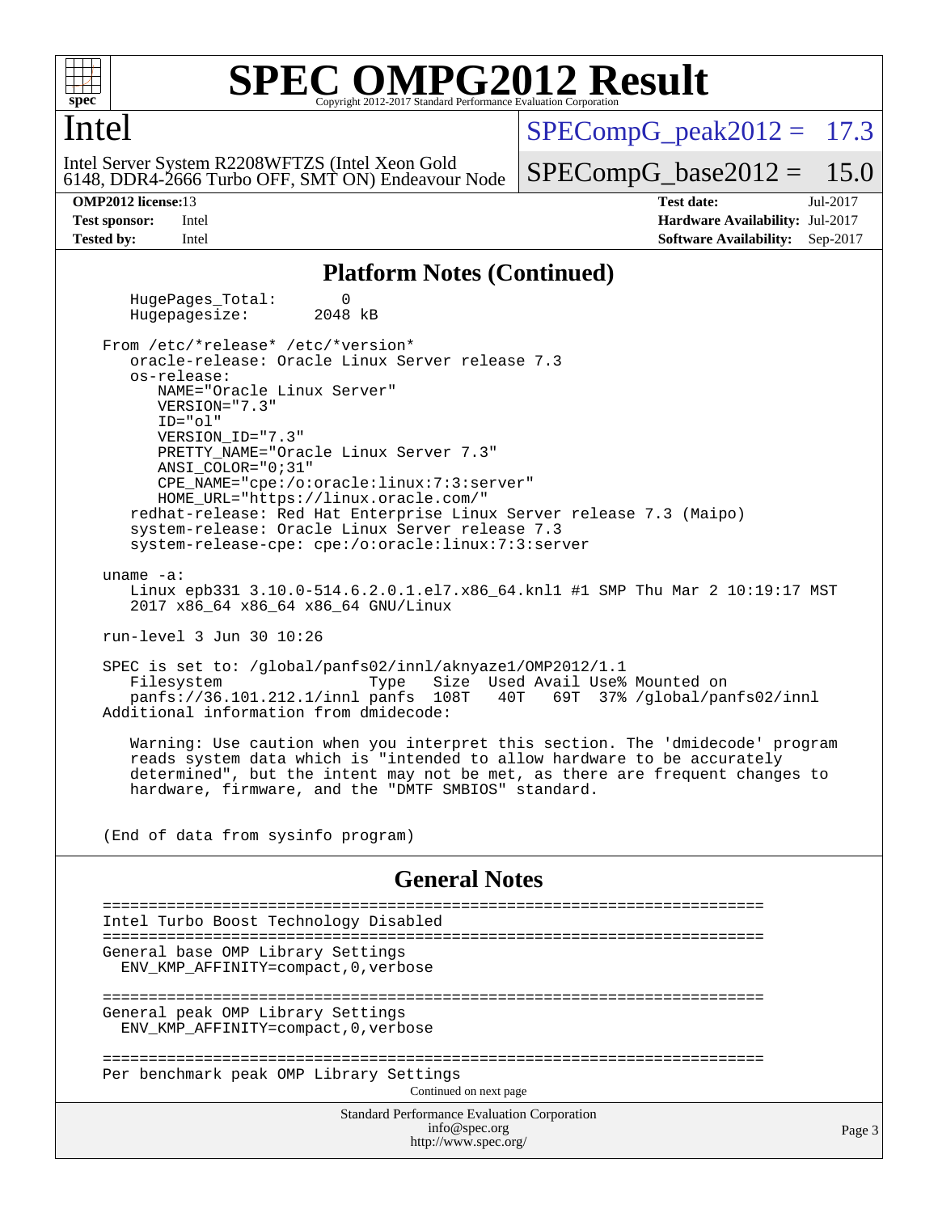## Platform Notes (Continued)

```
   HugePages_Total:       0
   Hugepagesize:       2048 kB

From /etc/*release* /etc/*version*
   oracle-release: Oracle Linux Server release 7.3
   os-release:
      NAME="Oracle Linux Server"
      VERSION="7.3"
      ID="ol"
      VERSION_ID="7.3"
      PRETTY_NAME="Oracle Linux Server 7.3"
      ANSI_COLOR="0;31"
      CPE_NAME="cpe:/o:oracle:linux:7:3:server"
      HOME_URL="https://linux.oracle.com/"
   redhat-release: Red Hat Enterprise Linux Server release 7.3 (Maipo)
   system-release: Oracle Linux Server release 7.3
   system-release-cpe: cpe:/o:oracle:linux:7:3:server

uname -a:
   Linux epb331 3.10.0-514.6.2.0.1.el7.x86_64.knl1 #1 SMP Thu Mar 2 10:19:17 MST
   2017 x86_64 x86_64 x86_64 GNU/Linux

run-level 3 Jun 30 10:26

SPEC is set to: /global/panfs02/innl/aknyaze1/OMP2012/1.1
   Filesystem                  Type   Size  Used Avail Use% Mounted on
   panfs://36.101.212.1/innl panfs  108T   40T   69T  37% /global/panfs02/innl
Additional information from dmidecode:

   Warning: Use caution when you interpret this section. The 'dmidecode' program
   reads system data which is "intended to allow hardware to be accurately
   determined", but the intent may not be met, as there are frequent changes to
   hardware, firmware, and the "DMTF SMBIOS" standard.


(End of data from sysinfo program)
```

## General Notes

```
========================================================================
Intel Turbo Boost Technology Disabled
========================================================================
General base OMP Library Settings
  ENV_KMP_AFFINITY=compact,0,verbose

========================================================================
General peak OMP Library Settings
  ENV_KMP_AFFINITY=compact,0,verbose

========================================================================
Per benchmark peak OMP Library Settings
```

Continued on next page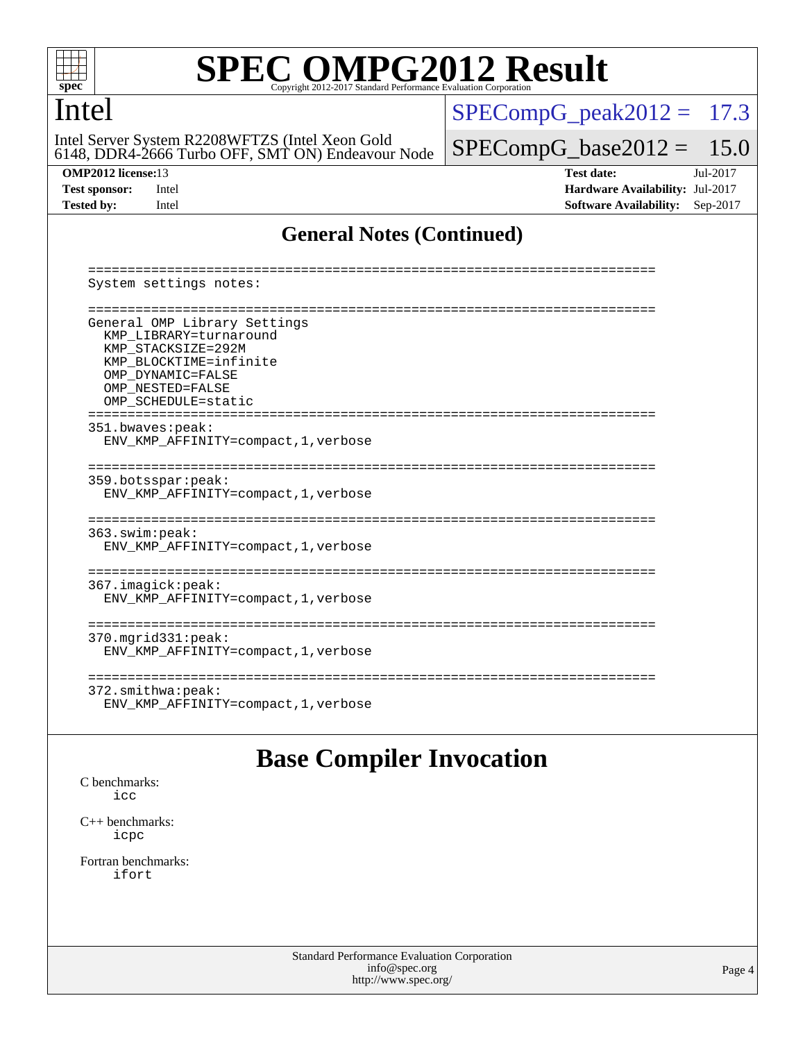# SPEC OMPG2012 Result

Copyright 2012-2017 Standard Performance Evaluation Corporation

## Intel

Intel Server System R2208WFTZS (Intel Xeon Gold 6148, DDR4-2666 Turbo OFF, SMT ON) Endeavour Node

SPECompG_peak2012 = 17.3

SPECompG_base2012 = 15.0

| | | | |
|---|---|---|---|
| **OMP2012 license:** | 13 | **Test date:** | Jul-2017 |
| **Test sponsor:** | Intel | **Hardware Availability:** | Jul-2017 |
| **Tested by:** | Intel | **Software Availability:** | Sep-2017 |

### General Notes (Continued)

```
========================================================================
System settings notes:

========================================================================
General OMP Library Settings
  KMP_LIBRARY=turnaround
  KMP_STACKSIZE=292M
  KMP_BLOCKTIME=infinite
  OMP_DYNAMIC=FALSE
  OMP_NESTED=FALSE
  OMP_SCHEDULE=static
========================================================================
351.bwaves:peak:
  ENV_KMP_AFFINITY=compact,1,verbose

========================================================================
359.botsspar:peak:
  ENV_KMP_AFFINITY=compact,1,verbose

========================================================================
363.swim:peak:
  ENV_KMP_AFFINITY=compact,1,verbose

========================================================================
367.imagick:peak:
  ENV_KMP_AFFINITY=compact,1,verbose

========================================================================
370.mgrid331:peak:
  ENV_KMP_AFFINITY=compact,1,verbose

========================================================================
372.smithwa:peak:
  ENV_KMP_AFFINITY=compact,1,verbose
```

## Base Compiler Invocation

C benchmarks:
 icc

C++ benchmarks:
 icpc

Fortran benchmarks:
 ifort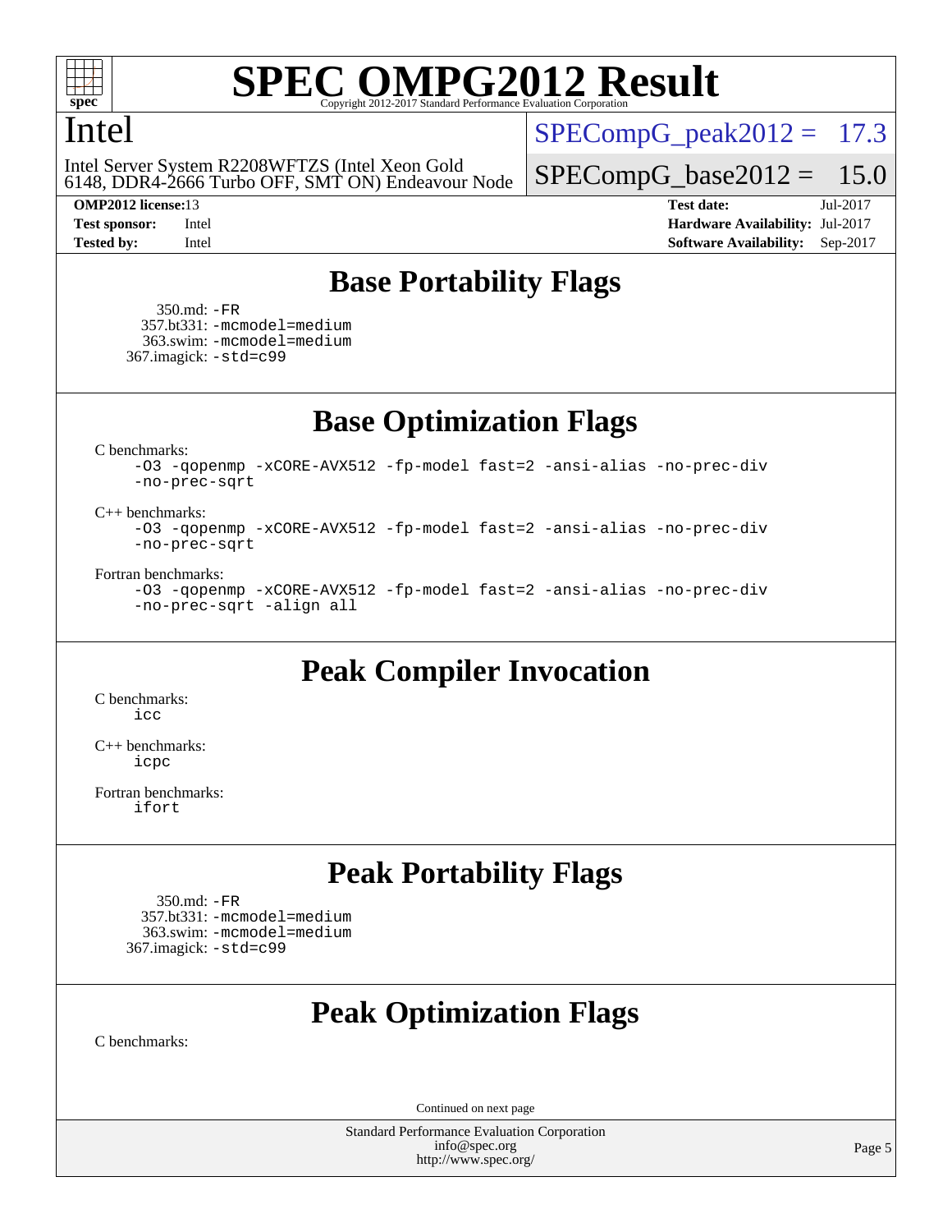# SPEC OMPG2012 Result

Copyright 2012-2017 Standard Performance Evaluation Corporation

## Intel

Intel Server System R2208WFTZS (Intel Xeon Gold 6148, DDR4-2666 Turbo OFF, SMT ON) Endeavour Node

SPECompG_peak2012 = 17.3

SPECompG_base2012 = 15.0

**OMP2012 license:** 13 | **Test date:** Jul-2017
**Test sponsor:** Intel | **Hardware Availability:** Jul-2017
**Tested by:** Intel | **Software Availability:** Sep-2017

## Base Portability Flags

350.md: -FR
357.bt331: -mcmodel=medium
363.swim: -mcmodel=medium
367.imagick: -std=c99

## Base Optimization Flags

C benchmarks:
```
-O3 -qopenmp -xCORE-AVX512 -fp-model fast=2 -ansi-alias -no-prec-div
-no-prec-sqrt
```

C++ benchmarks:
```
-O3 -qopenmp -xCORE-AVX512 -fp-model fast=2 -ansi-alias -no-prec-div
-no-prec-sqrt
```

Fortran benchmarks:
```
-O3 -qopenmp -xCORE-AVX512 -fp-model fast=2 -ansi-alias -no-prec-div
-no-prec-sqrt -align all
```

## Peak Compiler Invocation

C benchmarks:
icc

C++ benchmarks:
icpc

Fortran benchmarks:
ifort

## Peak Portability Flags

350.md: -FR
357.bt331: -mcmodel=medium
363.swim: -mcmodel=medium
367.imagick: -std=c99

## Peak Optimization Flags

C benchmarks:

Continued on next page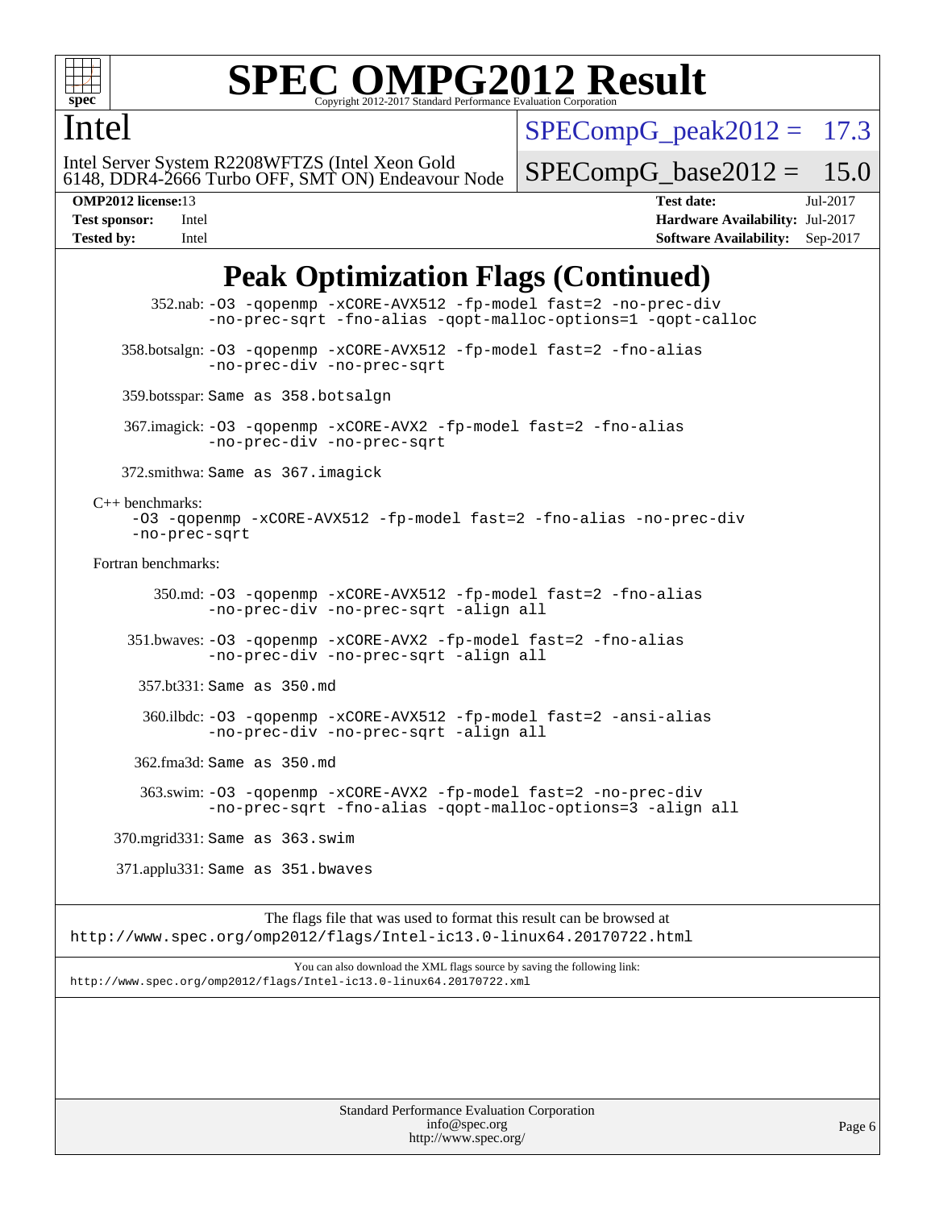# Peak Optimization Flags (Continued)

352.nab: `-O3 -qopenmp -xCORE-AVX512 -fp-model fast=2 -no-prec-div -no-prec-sqrt -fno-alias -qopt-malloc-options=1 -qopt-calloc`

358.botsalgn: `-O3 -qopenmp -xCORE-AVX512 -fp-model fast=2 -fno-alias -no-prec-div -no-prec-sqrt`

359.botsspar: Same as 358.botsalgn

367.imagick: `-O3 -qopenmp -xCORE-AVX2 -fp-model fast=2 -fno-alias -no-prec-div -no-prec-sqrt`

372.smithwa: Same as 367.imagick

C++ benchmarks:

`-O3 -qopenmp -xCORE-AVX512 -fp-model fast=2 -fno-alias -no-prec-div -no-prec-sqrt`

Fortran benchmarks:

350.md: `-O3 -qopenmp -xCORE-AVX512 -fp-model fast=2 -fno-alias -no-prec-div -no-prec-sqrt -align all`

351.bwaves: `-O3 -qopenmp -xCORE-AVX2 -fp-model fast=2 -fno-alias -no-prec-div -no-prec-sqrt -align all`

357.bt331: Same as 350.md

360.ilbdc: `-O3 -qopenmp -xCORE-AVX512 -fp-model fast=2 -ansi-alias -no-prec-div -no-prec-sqrt -align all`

362.fma3d: Same as 350.md

363.swim: `-O3 -qopenmp -xCORE-AVX2 -fp-model fast=2 -no-prec-div -no-prec-sqrt -fno-alias -qopt-malloc-options=3 -align all`

370.mgrid331: Same as 363.swim

371.applu331: Same as 351.bwaves

The flags file that was used to format this result can be browsed at
http://www.spec.org/omp2012/flags/Intel-ic13.0-linux64.20170722.html

You can also download the XML flags source by saving the following link:
http://www.spec.org/omp2012/flags/Intel-ic13.0-linux64.20170722.xml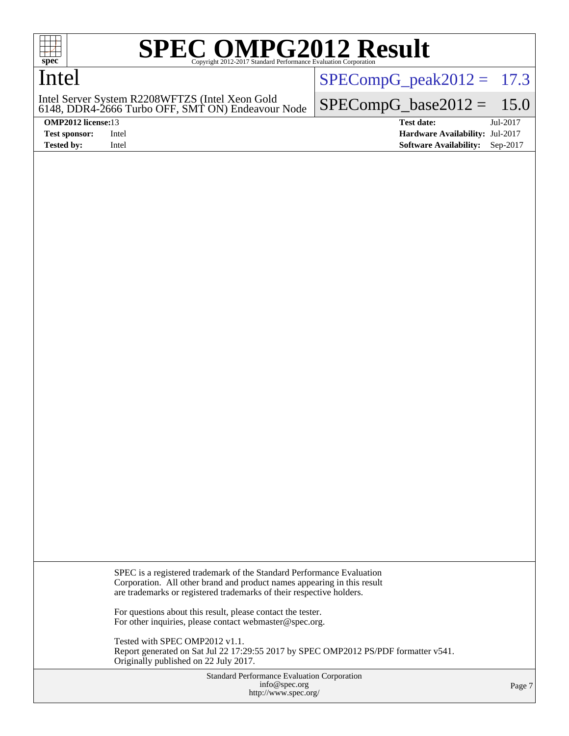# SPEC OMPG2012 Result

Copyright 2012-2017 Standard Performance Evaluation Corporation

## Intel

Intel Server System R2208WFTZS (Intel Xeon Gold 6148, DDR4-2666 Turbo OFF, SMT ON) Endeavour Node

SPECompG_peak2012 = 17.3

SPECompG_base2012 = 15.0

| | | | |
|---|---|---|---|
| **OMP2012 license:** | 13 | **Test date:** | Jul-2017 |
| **Test sponsor:** | Intel | **Hardware Availability:** | Jul-2017 |
| **Tested by:** | Intel | **Software Availability:** | Sep-2017 |

SPEC is a registered trademark of the Standard Performance Evaluation Corporation. All other brand and product names appearing in this result are trademarks or registered trademarks of their respective holders.

For questions about this result, please contact the tester.
For other inquiries, please contact webmaster@spec.org.

Tested with SPEC OMP2012 v1.1.
Report generated on Sat Jul 22 17:29:55 2017 by SPEC OMP2012 PS/PDF formatter v541.
Originally published on 22 July 2017.

Standard Performance Evaluation Corporation
info@spec.org
http://www.spec.org/